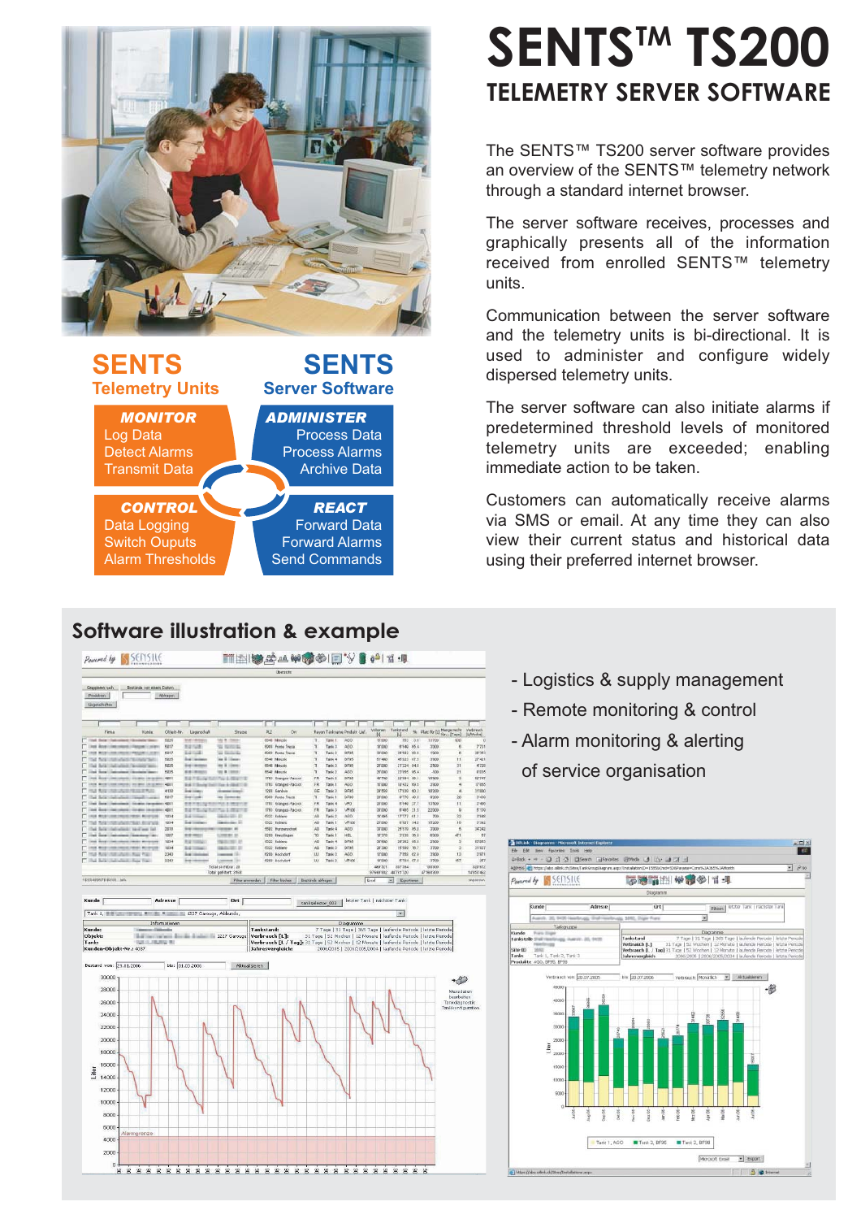# SENTS™ TS200

## TELEMETRY SERVER SOFTWARE

The SENTS™ TS200 server software provides an overview of the SENTS™ telemetry network through a standard internet browser.

The server software receives, processes and graphically presents all of the information received from enrolled SENTS™ telemetry units.

Communication between the server software and the telemetry units is bi-directional. It is used to administer and configure widely dispersed telemetry units.

The server software can also initiate alarms if predetermined threshold levels of monitored telemetry units are exceeded; enabling immediate action to be taken.

Customers can automatically receive alarms via SMS or email. At any time they can also view their current status and historical data using their preferred internet browser.

**SENTS**
**Telemetry Units**

***MONITOR***
Log Data
Detect Alarms
Transmit Data

***CONTROL***
Data Logging
Switch Ouputs
Alarm Thresholds

**SENTS**
**Server Software**

***ADMINISTER***
Process Data
Process Alarms
Archive Data

***REACT***
Forward Data
Forward Alarms
Send Commands

## Software illustration & example

- Logistics & supply management
- Remote monitoring & control
- Alarm monitoring & alerting of service organisation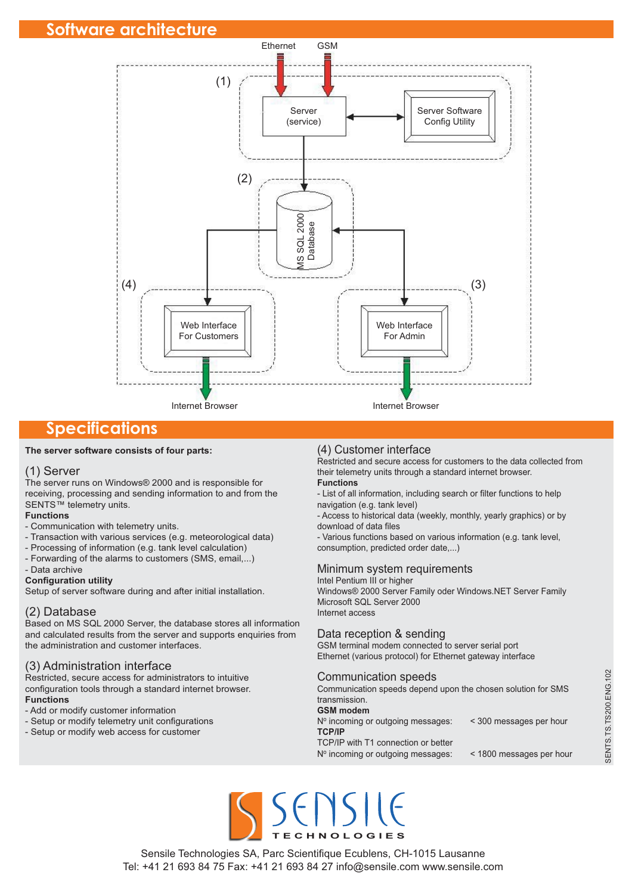## Software architecture

Ethernet
GSM
(1)
Server (service)
Server Software Config Utility
(2)
MS SQL 2000 Database
(4)
(3)
Web Interface For Customers
Web Interface For Admin
Internet Browser
Internet Browser

## Specifications

**The server software consists of four parts:**

### (1) Server

The server runs on Windows® 2000 and is responsible for receiving, processing and sending information to and from the SENTS™ telemetry units.

**Functions**

- Communication with telemetry units.
- Transaction with various services (e.g. meteorological data)
- Processing of information (e.g. tank level calculation)
- Forwarding of the alarms to customers (SMS, email,...)
- Data archive

**Configuration utility**

Setup of server software during and after initial installation.

### (2) Database

Based on MS SQL 2000 Server, the database stores all information and calculated results from the server and supports enquiries from the administration and customer interfaces.

### (3) Administration interface

Restricted, secure access for administrators to intuitive configuration tools through a standard internet browser.

**Functions**

- Add or modify customer information
- Setup or modify telemetry unit configurations
- Setup or modify web access for customer

### (4) Customer interface

Restricted and secure access for customers to the data collected from their telemetry units through a standard internet browser.

**Functions**

- List of all information, including search or filter functions to help navigation (e.g. tank level)
- Access to historical data (weekly, monthly, yearly graphics) or by download of data files
- Various functions based on various information (e.g. tank level, consumption, predicted order date,...)

### Minimum system requirements

Intel Pentium III or higher
Windows® 2000 Server Family oder Windows.NET Server Family
Microsoft SQL Server 2000
Internet access

### Data reception & sending

GSM terminal modem connected to server serial port
Ethernet (various protocol) for Ethernet gateway interface

### Communication speeds

Communication speeds depend upon the chosen solution for SMS transmission.

**GSM modem**

Nº incoming or outgoing messages: < 300 messages per hour

**TCP/IP**

TCP/IP with T1 connection or better
Nº incoming or outgoing messages: < 1800 messages per hour

SENTS.TS.TS200.ENG.102

SENSILE TECHNOLOGIES

Sensile Technologies SA, Parc Scientifique Ecublens, CH-1015 Lausanne
Tel: +41 21 693 84 75 Fax: +41 21 693 84 27 info@sensile.com www.sensile.com